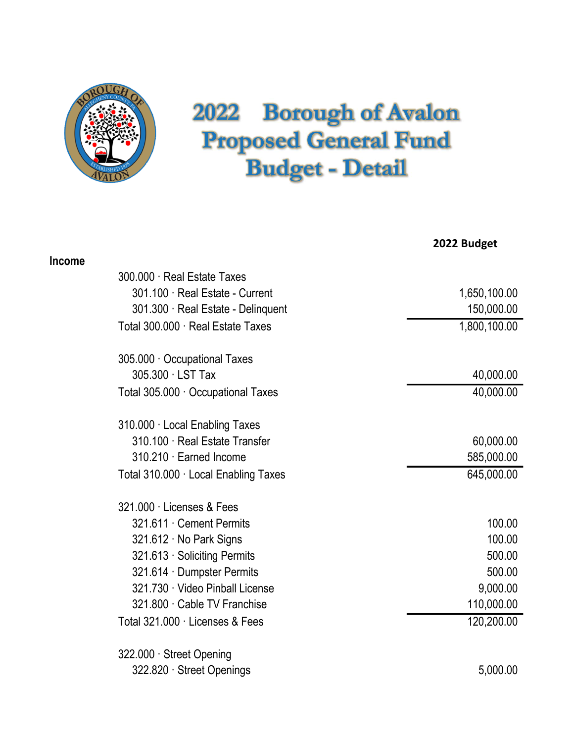# 2022 Borough of Avalon Proposed General Fund Budget - Detail

| | 2022 Budget |
|---|---|
| **Income** | |
| 300.000 · Real Estate Taxes | |
| 301.100 · Real Estate - Current | 1,650,100.00 |
| 301.300 · Real Estate - Delinquent | 150,000.00 |
| Total 300.000 · Real Estate Taxes | 1,800,100.00 |
| | |
| 305.000 · Occupational Taxes | |
| 305.300 · LST Tax | 40,000.00 |
| Total 305.000 · Occupational Taxes | 40,000.00 |
| | |
| 310.000 · Local Enabling Taxes | |
| 310.100 · Real Estate Transfer | 60,000.00 |
| 310.210 · Earned Income | 585,000.00 |
| Total 310.000 · Local Enabling Taxes | 645,000.00 |
| | |
| 321.000 · Licenses & Fees | |
| 321.611 · Cement Permits | 100.00 |
| 321.612 · No Park Signs | 100.00 |
| 321.613 · Soliciting Permits | 500.00 |
| 321.614 · Dumpster Permits | 500.00 |
| 321.730 · Video Pinball License | 9,000.00 |
| 321.800 · Cable TV Franchise | 110,000.00 |
| Total 321.000 · Licenses & Fees | 120,200.00 |
| | |
| 322.000 · Street Opening | |
| 322.820 · Street Openings | 5,000.00 |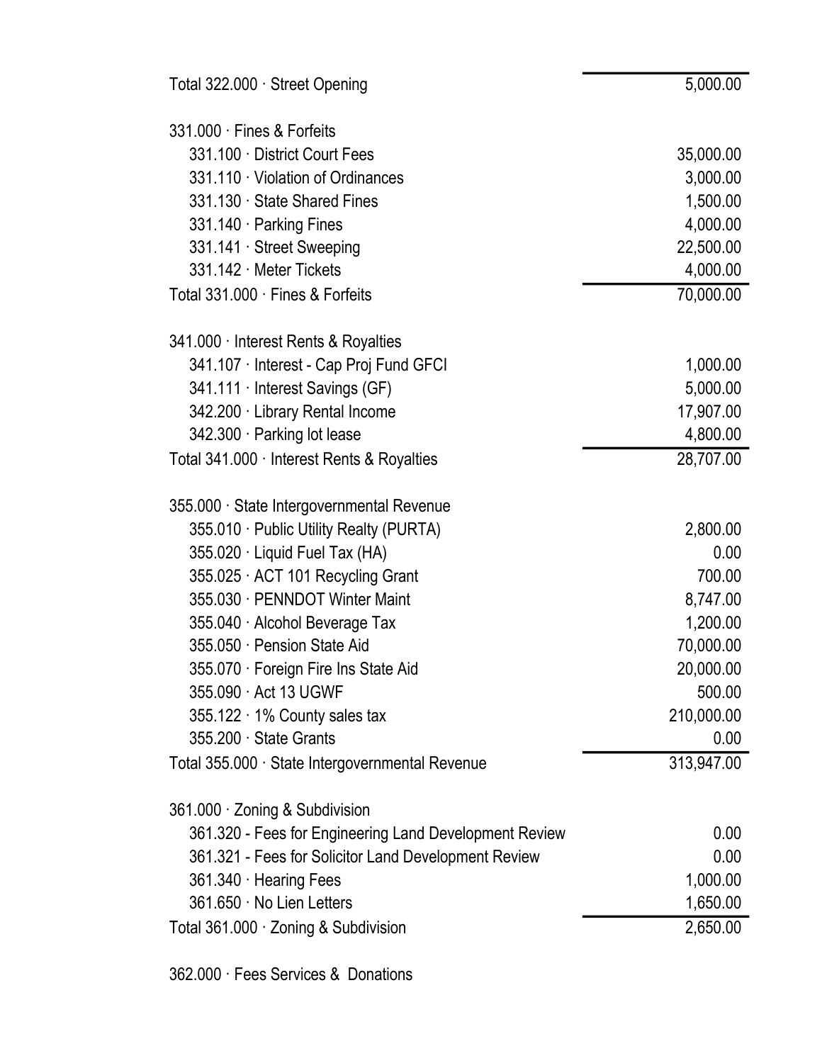| | |
|---|---:|
| Total 322.000 · Street Opening | 5,000.00 |
| | |
| 331.000 · Fines & Forfeits | |
| 331.100 · District Court Fees | 35,000.00 |
| 331.110 · Violation of Ordinances | 3,000.00 |
| 331.130 · State Shared Fines | 1,500.00 |
| 331.140 · Parking Fines | 4,000.00 |
| 331.141 · Street Sweeping | 22,500.00 |
| 331.142 · Meter Tickets | 4,000.00 |
| Total 331.000 · Fines & Forfeits | 70,000.00 |
| | |
| 341.000 · Interest Rents & Royalties | |
| 341.107 · Interest - Cap Proj Fund GFCI | 1,000.00 |
| 341.111 · Interest Savings (GF) | 5,000.00 |
| 342.200 · Library Rental Income | 17,907.00 |
| 342.300 · Parking lot lease | 4,800.00 |
| Total 341.000 · Interest Rents & Royalties | 28,707.00 |
| | |
| 355.000 · State Intergovernmental Revenue | |
| 355.010 · Public Utility Realty (PURTA) | 2,800.00 |
| 355.020 · Liquid Fuel Tax (HA) | 0.00 |
| 355.025 · ACT 101 Recycling Grant | 700.00 |
| 355.030 · PENNDOT Winter Maint | 8,747.00 |
| 355.040 · Alcohol Beverage Tax | 1,200.00 |
| 355.050 · Pension State Aid | 70,000.00 |
| 355.070 · Foreign Fire Ins State Aid | 20,000.00 |
| 355.090 · Act 13 UGWF | 500.00 |
| 355.122 · 1% County sales tax | 210,000.00 |
| 355.200 · State Grants | 0.00 |
| Total 355.000 · State Intergovernmental Revenue | 313,947.00 |
| | |
| 361.000 · Zoning & Subdivision | |
| 361.320 - Fees for Engineering Land Development Review | 0.00 |
| 361.321 - Fees for Solicitor Land Development Review | 0.00 |
| 361.340 · Hearing Fees | 1,000.00 |
| 361.650 · No Lien Letters | 1,650.00 |
| Total 361.000 · Zoning & Subdivision | 2,650.00 |
| | |
| 362.000 · Fees Services & Donations | |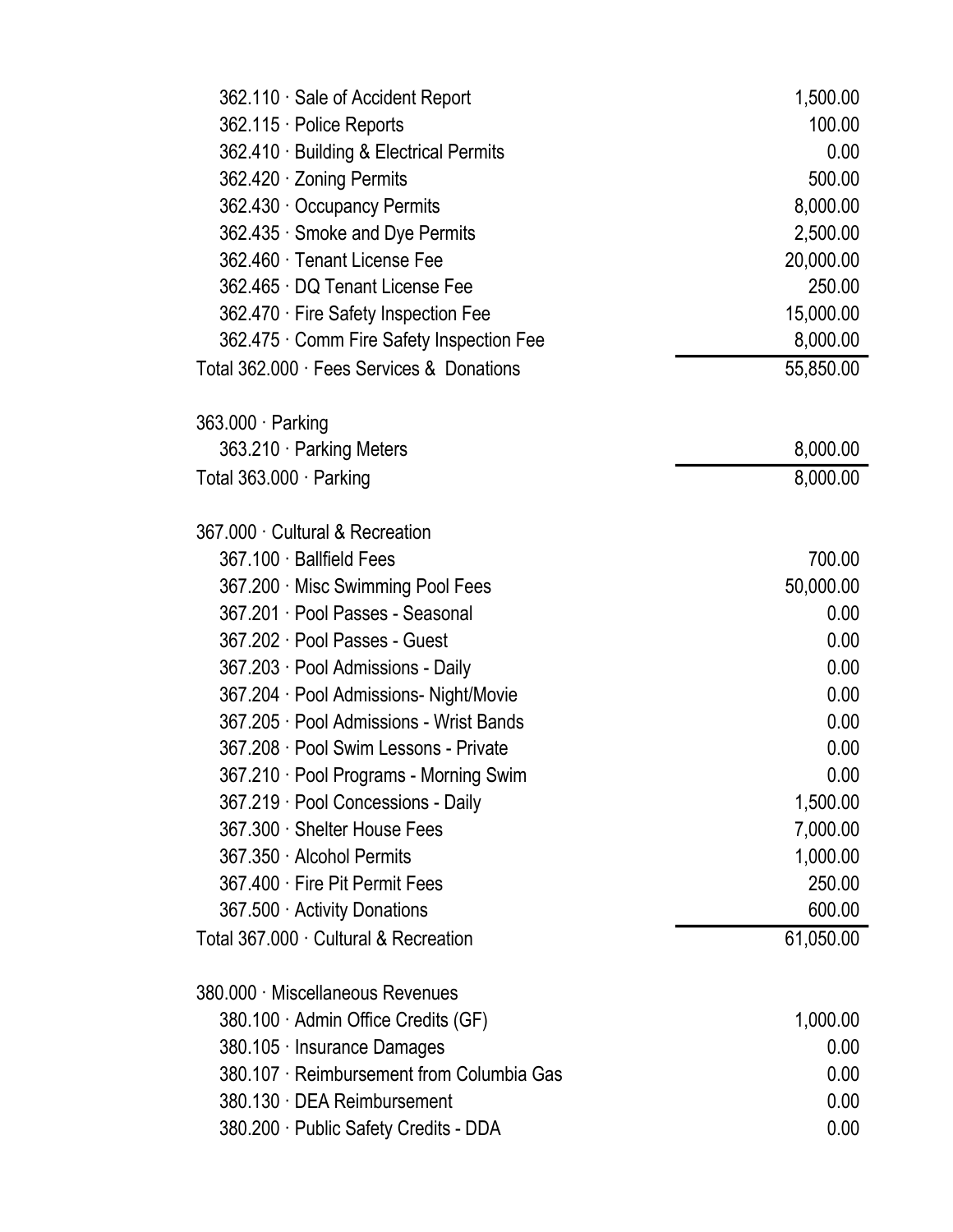| Account | Amount |
|---|---|
| 362.110 · Sale of Accident Report | 1,500.00 |
| 362.115 · Police Reports | 100.00 |
| 362.410 · Building & Electrical Permits | 0.00 |
| 362.420 · Zoning Permits | 500.00 |
| 362.430 · Occupancy Permits | 8,000.00 |
| 362.435 · Smoke and Dye Permits | 2,500.00 |
| 362.460 · Tenant License Fee | 20,000.00 |
| 362.465 · DQ Tenant License Fee | 250.00 |
| 362.470 · Fire Safety Inspection Fee | 15,000.00 |
| 362.475 · Comm Fire Safety Inspection Fee | 8,000.00 |
| Total 362.000 · Fees Services & Donations | 55,850.00 |
| | |
| 363.000 · Parking | |
| 363.210 · Parking Meters | 8,000.00 |
| Total 363.000 · Parking | 8,000.00 |
| | |
| 367.000 · Cultural & Recreation | |
| 367.100 · Ballfield Fees | 700.00 |
| 367.200 · Misc Swimming Pool Fees | 50,000.00 |
| 367.201 · Pool Passes - Seasonal | 0.00 |
| 367.202 · Pool Passes - Guest | 0.00 |
| 367.203 · Pool Admissions - Daily | 0.00 |
| 367.204 · Pool Admissions- Night/Movie | 0.00 |
| 367.205 · Pool Admissions - Wrist Bands | 0.00 |
| 367.208 · Pool Swim Lessons - Private | 0.00 |
| 367.210 · Pool Programs - Morning Swim | 0.00 |
| 367.219 · Pool Concessions - Daily | 1,500.00 |
| 367.300 · Shelter House Fees | 7,000.00 |
| 367.350 · Alcohol Permits | 1,000.00 |
| 367.400 · Fire Pit Permit Fees | 250.00 |
| 367.500 · Activity Donations | 600.00 |
| Total 367.000 · Cultural & Recreation | 61,050.00 |
| | |
| 380.000 · Miscellaneous Revenues | |
| 380.100 · Admin Office Credits (GF) | 1,000.00 |
| 380.105 · Insurance Damages | 0.00 |
| 380.107 · Reimbursement from Columbia Gas | 0.00 |
| 380.130 · DEA Reimbursement | 0.00 |
| 380.200 · Public Safety Credits - DDA | 0.00 |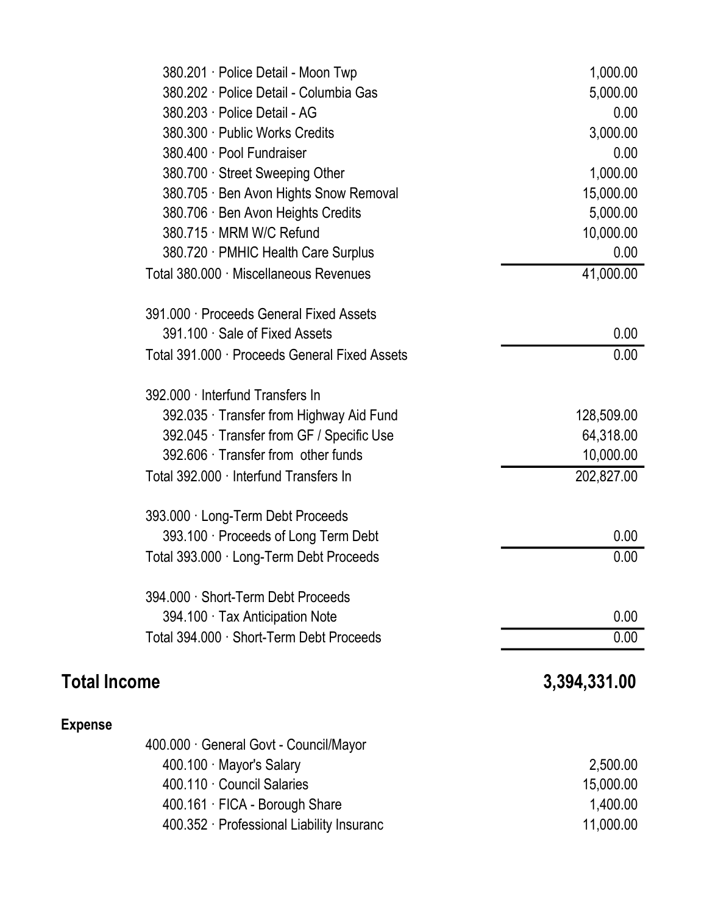| Account | Amount |
|---|---|
| 380.201 · Police Detail - Moon Twp | 1,000.00 |
| 380.202 · Police Detail - Columbia Gas | 5,000.00 |
| 380.203 · Police Detail - AG | 0.00 |
| 380.300 · Public Works Credits | 3,000.00 |
| 380.400 · Pool Fundraiser | 0.00 |
| 380.700 · Street Sweeping Other | 1,000.00 |
| 380.705 · Ben Avon Hights Snow Removal | 15,000.00 |
| 380.706 · Ben Avon Heights Credits | 5,000.00 |
| 380.715 · MRM W/C Refund | 10,000.00 |
| 380.720 · PMHIC Health Care Surplus | 0.00 |
| Total 380.000 · Miscellaneous Revenues | 41,000.00 |
| 391.000 · Proceeds General Fixed Assets | |
| 391.100 · Sale of Fixed Assets | 0.00 |
| Total 391.000 · Proceeds General Fixed Assets | 0.00 |
| 392.000 · Interfund Transfers In | |
| 392.035 · Transfer from Highway Aid Fund | 128,509.00 |
| 392.045 · Transfer from GF / Specific Use | 64,318.00 |
| 392.606 · Transfer from other funds | 10,000.00 |
| Total 392.000 · Interfund Transfers In | 202,827.00 |
| 393.000 · Long-Term Debt Proceeds | |
| 393.100 · Proceeds of Long Term Debt | 0.00 |
| Total 393.000 · Long-Term Debt Proceeds | 0.00 |
| 394.000 · Short-Term Debt Proceeds | |
| 394.100 · Tax Anticipation Note | 0.00 |
| Total 394.000 · Short-Term Debt Proceeds | 0.00 |
| **Total Income** | **3,394,331.00** |

**Expense**

| Account | Amount |
|---|---|
| 400.000 · General Govt - Council/Mayor | |
| 400.100 · Mayor's Salary | 2,500.00 |
| 400.110 · Council Salaries | 15,000.00 |
| 400.161 · FICA - Borough Share | 1,400.00 |
| 400.352 · Professional Liability Insuranc | 11,000.00 |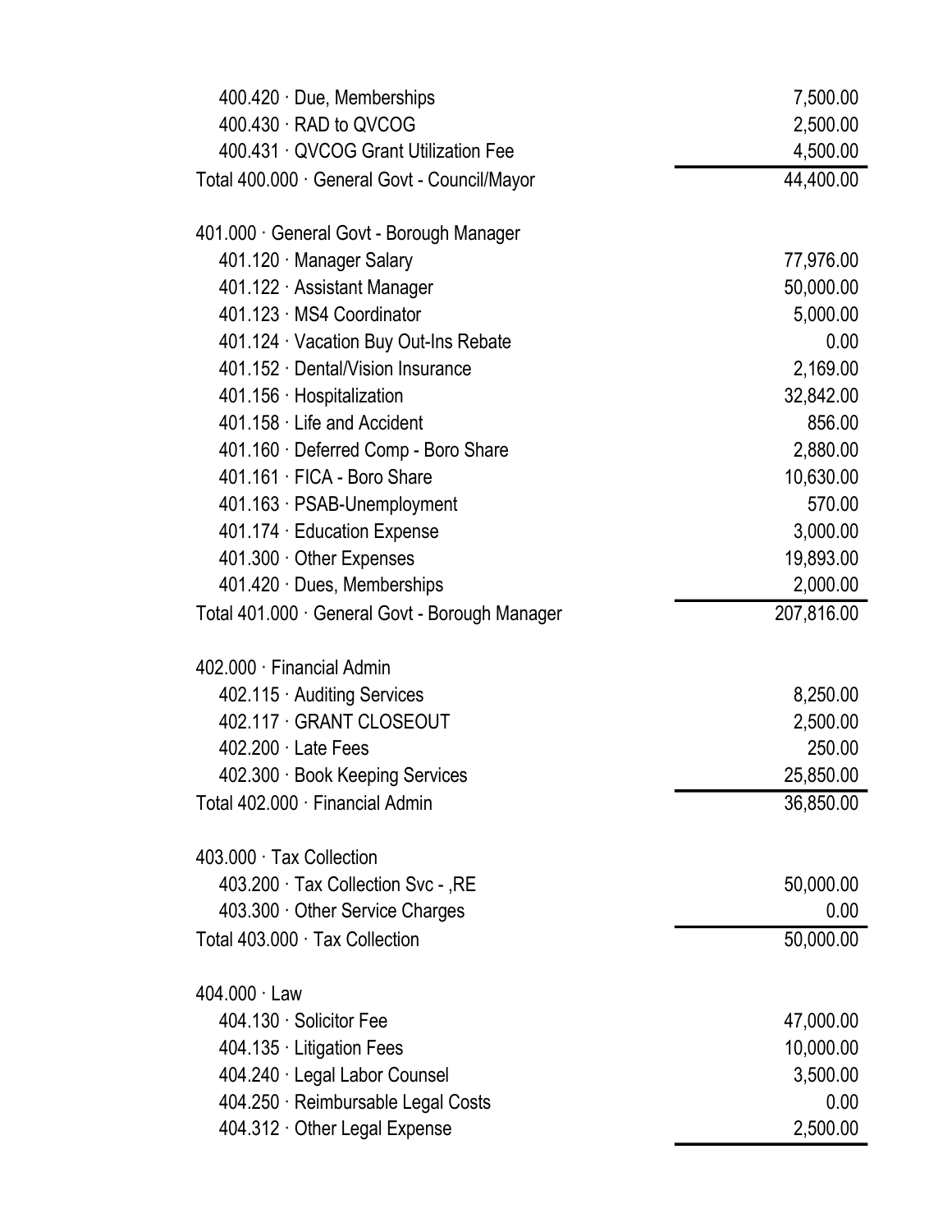| Account | Amount |
|---|---|
| 400.420 · Due, Memberships | 7,500.00 |
| 400.430 · RAD to QVCOG | 2,500.00 |
| 400.431 · QVCOG Grant Utilization Fee | 4,500.00 |
| Total 400.000 · General Govt - Council/Mayor | 44,400.00 |
| | |
| 401.000 · General Govt - Borough Manager | |
| 401.120 · Manager Salary | 77,976.00 |
| 401.122 · Assistant Manager | 50,000.00 |
| 401.123 · MS4 Coordinator | 5,000.00 |
| 401.124 · Vacation Buy Out-Ins Rebate | 0.00 |
| 401.152 · Dental/Vision Insurance | 2,169.00 |
| 401.156 · Hospitalization | 32,842.00 |
| 401.158 · Life and Accident | 856.00 |
| 401.160 · Deferred Comp - Boro Share | 2,880.00 |
| 401.161 · FICA - Boro Share | 10,630.00 |
| 401.163 · PSAB-Unemployment | 570.00 |
| 401.174 · Education Expense | 3,000.00 |
| 401.300 · Other Expenses | 19,893.00 |
| 401.420 · Dues, Memberships | 2,000.00 |
| Total 401.000 · General Govt - Borough Manager | 207,816.00 |
| | |
| 402.000 · Financial Admin | |
| 402.115 · Auditing Services | 8,250.00 |
| 402.117 · GRANT CLOSEOUT | 2,500.00 |
| 402.200 · Late Fees | 250.00 |
| 402.300 · Book Keeping Services | 25,850.00 |
| Total 402.000 · Financial Admin | 36,850.00 |
| | |
| 403.000 · Tax Collection | |
| 403.200 · Tax Collection Svc - ,RE | 50,000.00 |
| 403.300 · Other Service Charges | 0.00 |
| Total 403.000 · Tax Collection | 50,000.00 |
| | |
| 404.000 · Law | |
| 404.130 · Solicitor Fee | 47,000.00 |
| 404.135 · Litigation Fees | 10,000.00 |
| 404.240 · Legal Labor Counsel | 3,500.00 |
| 404.250 · Reimbursable Legal Costs | 0.00 |
| 404.312 · Other Legal Expense | 2,500.00 |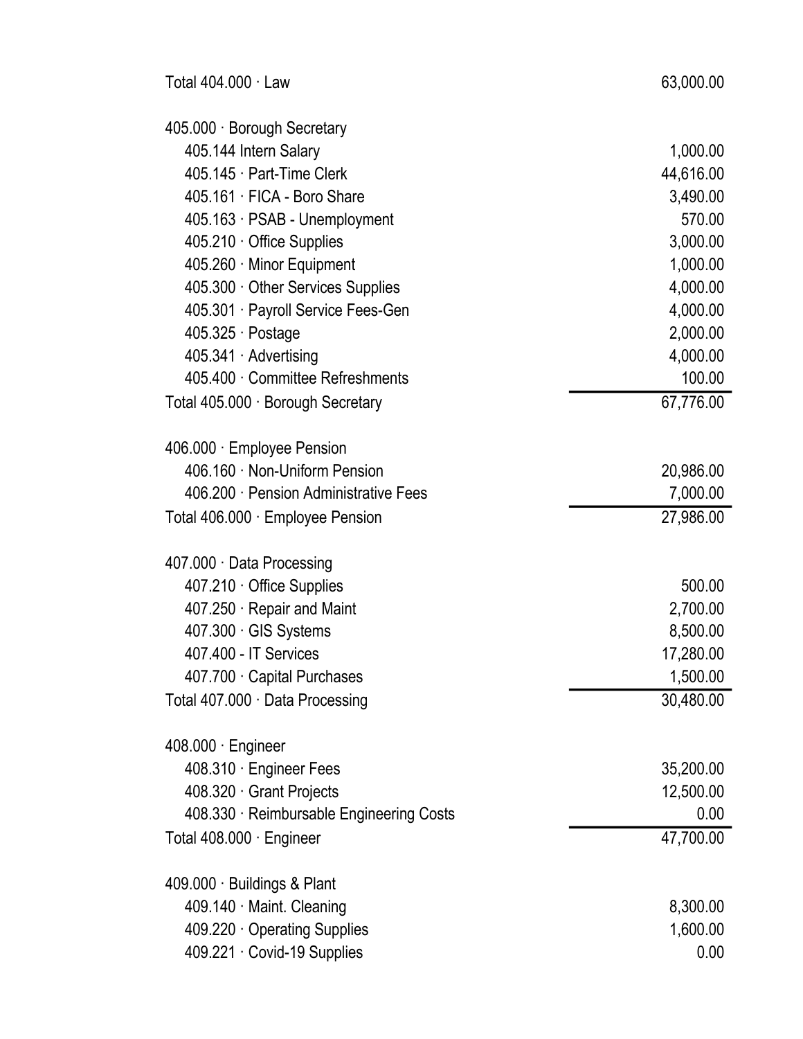| Account | Amount |
| --- | --- |
| Total 404.000 · Law | 63,000.00 |
| | |
| 405.000 · Borough Secretary | |
| 405.144 Intern Salary | 1,000.00 |
| 405.145 · Part-Time Clerk | 44,616.00 |
| 405.161 · FICA - Boro Share | 3,490.00 |
| 405.163 · PSAB - Unemployment | 570.00 |
| 405.210 · Office Supplies | 3,000.00 |
| 405.260 · Minor Equipment | 1,000.00 |
| 405.300 · Other Services Supplies | 4,000.00 |
| 405.301 · Payroll Service Fees-Gen | 4,000.00 |
| 405.325 · Postage | 2,000.00 |
| 405.341 · Advertising | 4,000.00 |
| 405.400 · Committee Refreshments | 100.00 |
| Total 405.000 · Borough Secretary | 67,776.00 |
| | |
| 406.000 · Employee Pension | |
| 406.160 · Non-Uniform Pension | 20,986.00 |
| 406.200 · Pension Administrative Fees | 7,000.00 |
| Total 406.000 · Employee Pension | 27,986.00 |
| | |
| 407.000 · Data Processing | |
| 407.210 · Office Supplies | 500.00 |
| 407.250 · Repair and Maint | 2,700.00 |
| 407.300 · GIS Systems | 8,500.00 |
| 407.400 - IT Services | 17,280.00 |
| 407.700 · Capital Purchases | 1,500.00 |
| Total 407.000 · Data Processing | 30,480.00 |
| | |
| 408.000 · Engineer | |
| 408.310 · Engineer Fees | 35,200.00 |
| 408.320 · Grant Projects | 12,500.00 |
| 408.330 · Reimbursable Engineering Costs | 0.00 |
| Total 408.000 · Engineer | 47,700.00 |
| | |
| 409.000 · Buildings & Plant | |
| 409.140 · Maint. Cleaning | 8,300.00 |
| 409.220 · Operating Supplies | 1,600.00 |
| 409.221 · Covid-19 Supplies | 0.00 |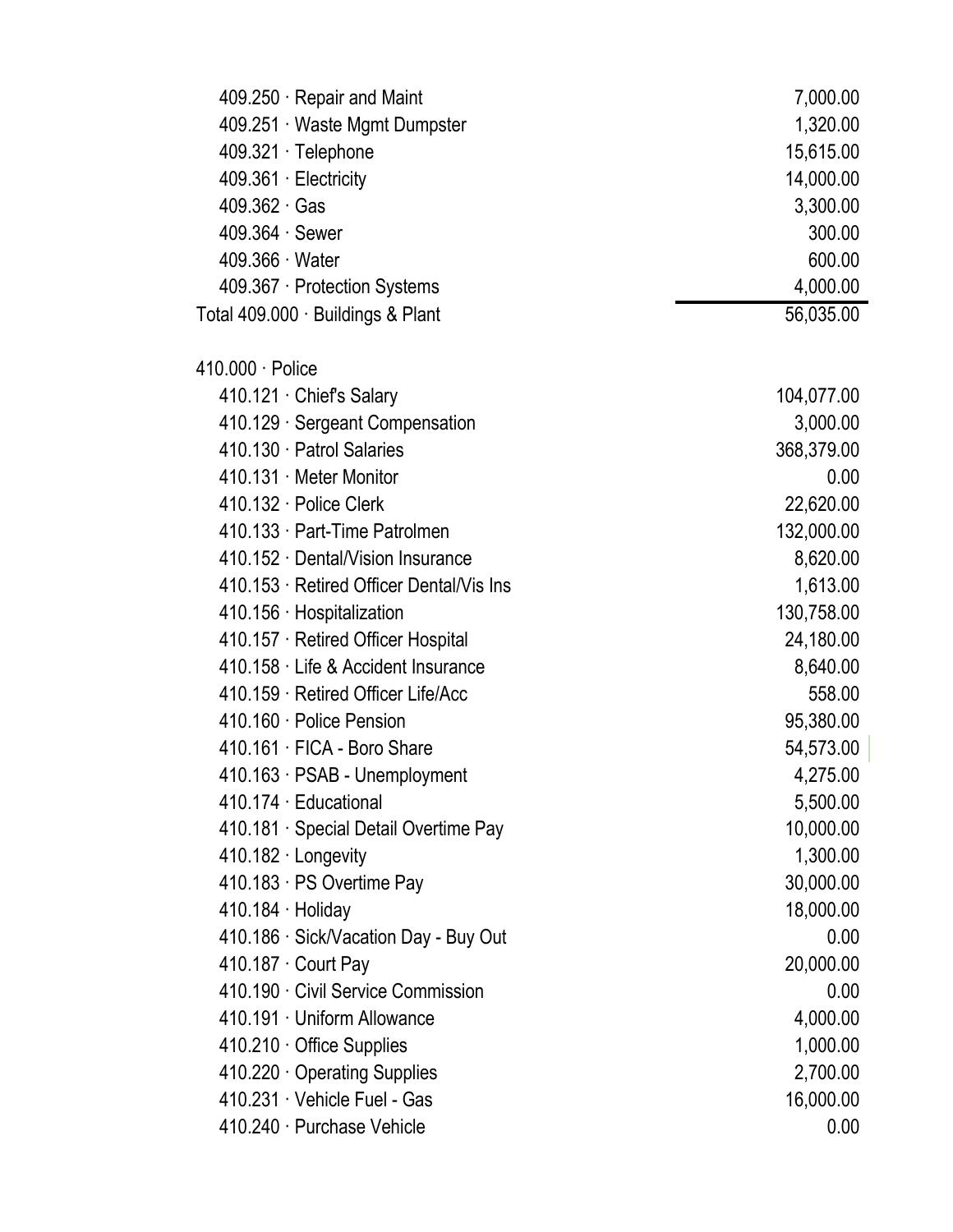| Account | Amount |
| --- | --- |
| 409.250 · Repair and Maint | 7,000.00 |
| 409.251 · Waste Mgmt Dumpster | 1,320.00 |
| 409.321 · Telephone | 15,615.00 |
| 409.361 · Electricity | 14,000.00 |
| 409.362 · Gas | 3,300.00 |
| 409.364 · Sewer | 300.00 |
| 409.366 · Water | 600.00 |
| 409.367 · Protection Systems | 4,000.00 |
| Total 409.000 · Buildings & Plant | 56,035.00 |
| | |
| 410.000 · Police | |
| 410.121 · Chief's Salary | 104,077.00 |
| 410.129 · Sergeant Compensation | 3,000.00 |
| 410.130 · Patrol Salaries | 368,379.00 |
| 410.131 · Meter Monitor | 0.00 |
| 410.132 · Police Clerk | 22,620.00 |
| 410.133 · Part-Time Patrolmen | 132,000.00 |
| 410.152 · Dental/Vision Insurance | 8,620.00 |
| 410.153 · Retired Officer Dental/Vis Ins | 1,613.00 |
| 410.156 · Hospitalization | 130,758.00 |
| 410.157 · Retired Officer Hospital | 24,180.00 |
| 410.158 · Life & Accident Insurance | 8,640.00 |
| 410.159 · Retired Officer Life/Acc | 558.00 |
| 410.160 · Police Pension | 95,380.00 |
| 410.161 · FICA - Boro Share | 54,573.00 |
| 410.163 · PSAB - Unemployment | 4,275.00 |
| 410.174 · Educational | 5,500.00 |
| 410.181 · Special Detail Overtime Pay | 10,000.00 |
| 410.182 · Longevity | 1,300.00 |
| 410.183 · PS Overtime Pay | 30,000.00 |
| 410.184 · Holiday | 18,000.00 |
| 410.186 · Sick/Vacation Day - Buy Out | 0.00 |
| 410.187 · Court Pay | 20,000.00 |
| 410.190 · Civil Service Commission | 0.00 |
| 410.191 · Uniform Allowance | 4,000.00 |
| 410.210 · Office Supplies | 1,000.00 |
| 410.220 · Operating Supplies | 2,700.00 |
| 410.231 · Vehicle Fuel - Gas | 16,000.00 |
| 410.240 · Purchase Vehicle | 0.00 |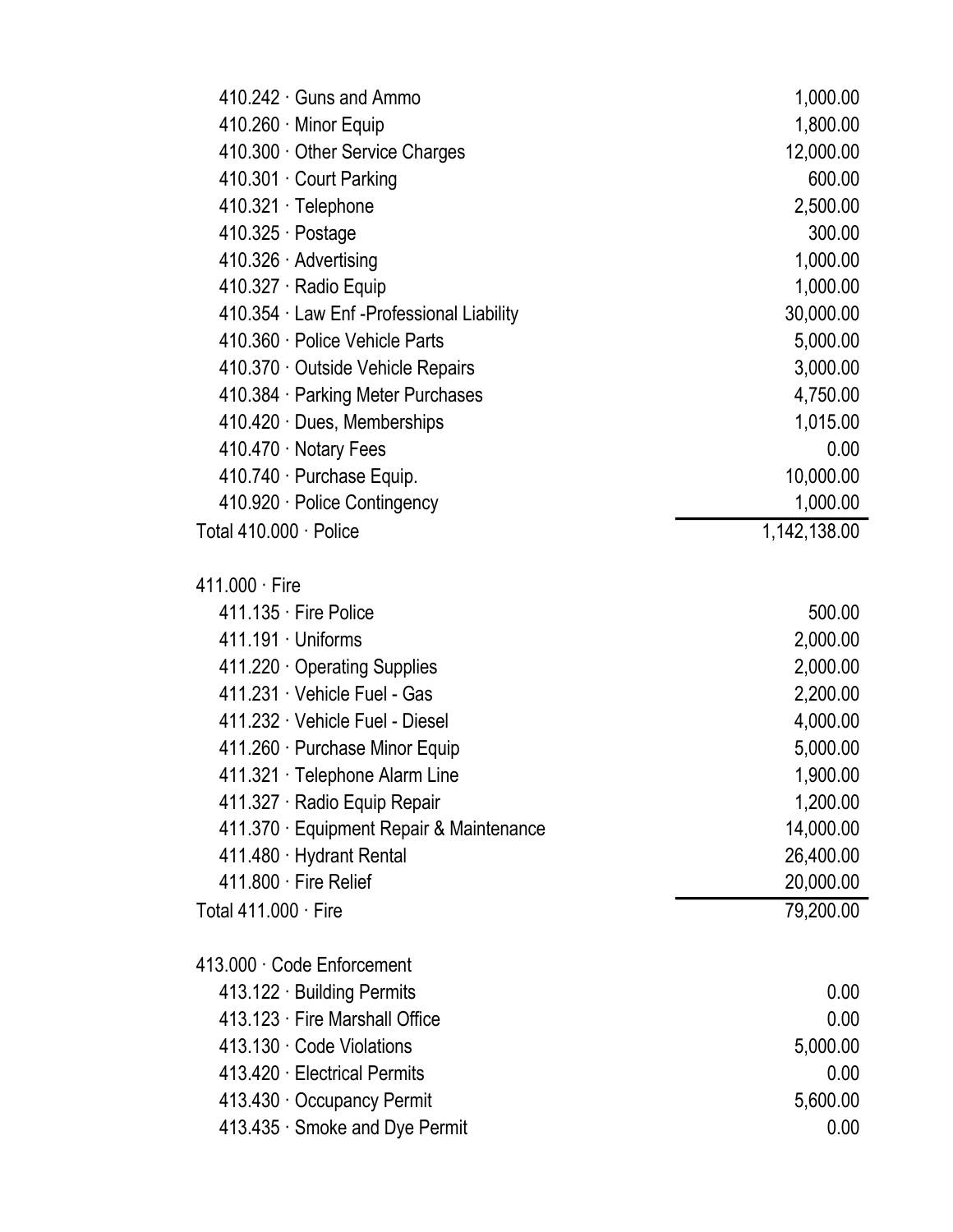| Account | Amount |
| --- | --- |
| 410.242 · Guns and Ammo | 1,000.00 |
| 410.260 · Minor Equip | 1,800.00 |
| 410.300 · Other Service Charges | 12,000.00 |
| 410.301 · Court Parking | 600.00 |
| 410.321 · Telephone | 2,500.00 |
| 410.325 · Postage | 300.00 |
| 410.326 · Advertising | 1,000.00 |
| 410.327 · Radio Equip | 1,000.00 |
| 410.354 · Law Enf -Professional Liability | 30,000.00 |
| 410.360 · Police Vehicle Parts | 5,000.00 |
| 410.370 · Outside Vehicle Repairs | 3,000.00 |
| 410.384 · Parking Meter Purchases | 4,750.00 |
| 410.420 · Dues, Memberships | 1,015.00 |
| 410.470 · Notary Fees | 0.00 |
| 410.740 · Purchase Equip. | 10,000.00 |
| 410.920 · Police Contingency | 1,000.00 |
| Total 410.000 · Police | 1,142,138.00 |
| | |
| 411.000 · Fire | |
| 411.135 · Fire Police | 500.00 |
| 411.191 · Uniforms | 2,000.00 |
| 411.220 · Operating Supplies | 2,000.00 |
| 411.231 · Vehicle Fuel - Gas | 2,200.00 |
| 411.232 · Vehicle Fuel - Diesel | 4,000.00 |
| 411.260 · Purchase Minor Equip | 5,000.00 |
| 411.321 · Telephone Alarm Line | 1,900.00 |
| 411.327 · Radio Equip Repair | 1,200.00 |
| 411.370 · Equipment Repair & Maintenance | 14,000.00 |
| 411.480 · Hydrant Rental | 26,400.00 |
| 411.800 · Fire Relief | 20,000.00 |
| Total 411.000 · Fire | 79,200.00 |
| | |
| 413.000 · Code Enforcement | |
| 413.122 · Building Permits | 0.00 |
| 413.123 · Fire Marshall Office | 0.00 |
| 413.130 · Code Violations | 5,000.00 |
| 413.420 · Electrical Permits | 0.00 |
| 413.430 · Occupancy Permit | 5,600.00 |
| 413.435 · Smoke and Dye Permit | 0.00 |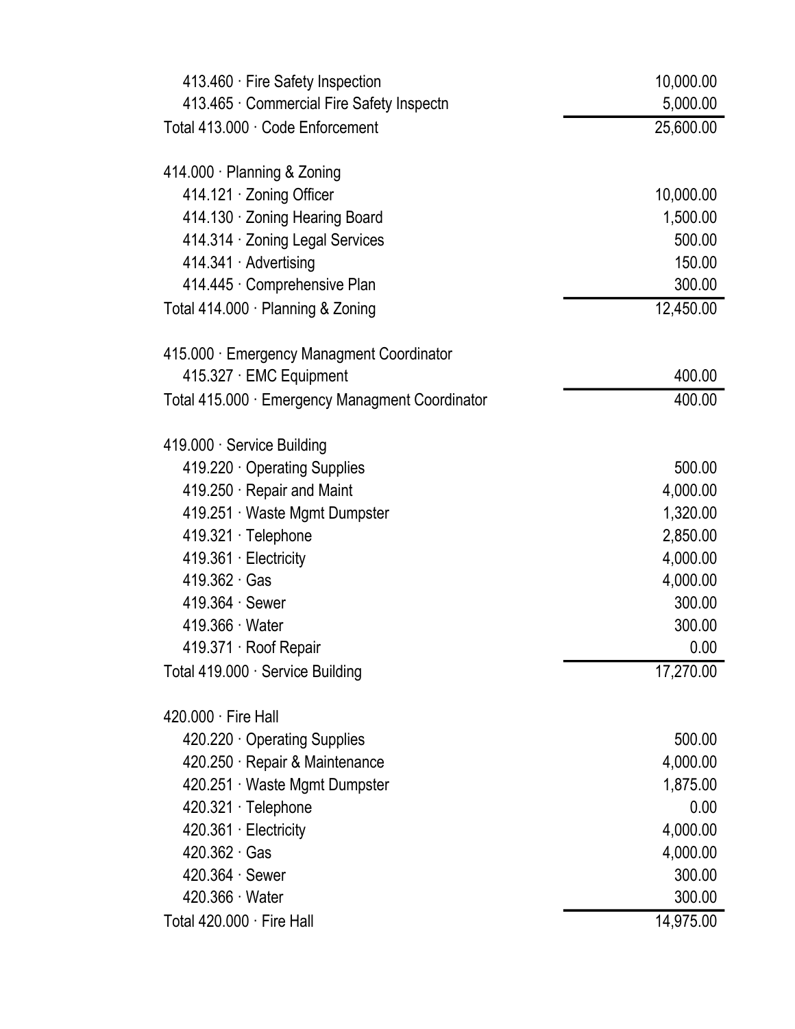| Account | Amount |
|---|---|
| 413.460 · Fire Safety Inspection | 10,000.00 |
| 413.465 · Commercial Fire Safety Inspectn | 5,000.00 |
| Total 413.000 · Code Enforcement | 25,600.00 |
| | |
| 414.000 · Planning & Zoning | |
| 414.121 · Zoning Officer | 10,000.00 |
| 414.130 · Zoning Hearing Board | 1,500.00 |
| 414.314 · Zoning Legal Services | 500.00 |
| 414.341 · Advertising | 150.00 |
| 414.445 · Comprehensive Plan | 300.00 |
| Total 414.000 · Planning & Zoning | 12,450.00 |
| | |
| 415.000 · Emergency Managment Coordinator | |
| 415.327 · EMC Equipment | 400.00 |
| Total 415.000 · Emergency Managment Coordinator | 400.00 |
| | |
| 419.000 · Service Building | |
| 419.220 · Operating Supplies | 500.00 |
| 419.250 · Repair and Maint | 4,000.00 |
| 419.251 · Waste Mgmt Dumpster | 1,320.00 |
| 419.321 · Telephone | 2,850.00 |
| 419.361 · Electricity | 4,000.00 |
| 419.362 · Gas | 4,000.00 |
| 419.364 · Sewer | 300.00 |
| 419.366 · Water | 300.00 |
| 419.371 · Roof Repair | 0.00 |
| Total 419.000 · Service Building | 17,270.00 |
| | |
| 420.000 · Fire Hall | |
| 420.220 · Operating Supplies | 500.00 |
| 420.250 · Repair & Maintenance | 4,000.00 |
| 420.251 · Waste Mgmt Dumpster | 1,875.00 |
| 420.321 · Telephone | 0.00 |
| 420.361 · Electricity | 4,000.00 |
| 420.362 · Gas | 4,000.00 |
| 420.364 · Sewer | 300.00 |
| 420.366 · Water | 300.00 |
| Total 420.000 · Fire Hall | 14,975.00 |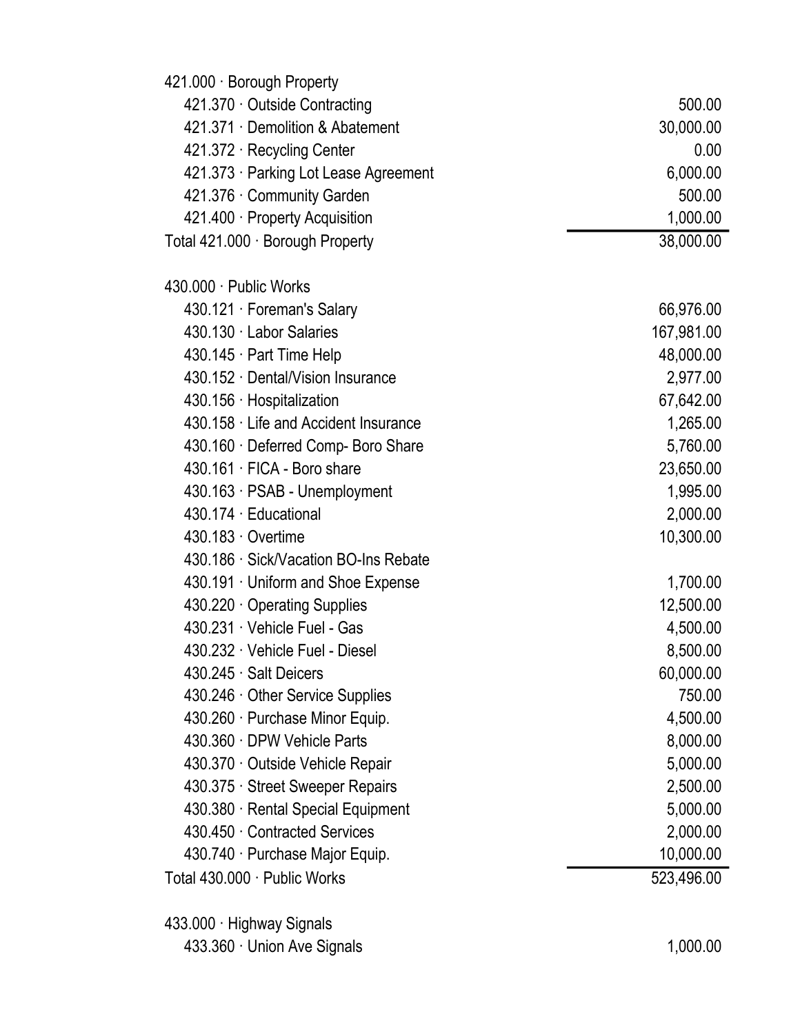| Account | Amount |
| --- | --- |
| 421.000 · Borough Property | |
| 421.370 · Outside Contracting | 500.00 |
| 421.371 · Demolition & Abatement | 30,000.00 |
| 421.372 · Recycling Center | 0.00 |
| 421.373 · Parking Lot Lease Agreement | 6,000.00 |
| 421.376 · Community Garden | 500.00 |
| 421.400 · Property Acquisition | 1,000.00 |
| Total 421.000 · Borough Property | 38,000.00 |
| | |
| 430.000 · Public Works | |
| 430.121 · Foreman's Salary | 66,976.00 |
| 430.130 · Labor Salaries | 167,981.00 |
| 430.145 · Part Time Help | 48,000.00 |
| 430.152 · Dental/Vision Insurance | 2,977.00 |
| 430.156 · Hospitalization | 67,642.00 |
| 430.158 · Life and Accident Insurance | 1,265.00 |
| 430.160 · Deferred Comp- Boro Share | 5,760.00 |
| 430.161 · FICA - Boro share | 23,650.00 |
| 430.163 · PSAB - Unemployment | 1,995.00 |
| 430.174 · Educational | 2,000.00 |
| 430.183 · Overtime | 10,300.00 |
| 430.186 · Sick/Vacation BO-Ins Rebate | |
| 430.191 · Uniform and Shoe Expense | 1,700.00 |
| 430.220 · Operating Supplies | 12,500.00 |
| 430.231 · Vehicle Fuel - Gas | 4,500.00 |
| 430.232 · Vehicle Fuel - Diesel | 8,500.00 |
| 430.245 · Salt Deicers | 60,000.00 |
| 430.246 · Other Service Supplies | 750.00 |
| 430.260 · Purchase Minor Equip. | 4,500.00 |
| 430.360 · DPW Vehicle Parts | 8,000.00 |
| 430.370 · Outside Vehicle Repair | 5,000.00 |
| 430.375 · Street Sweeper Repairs | 2,500.00 |
| 430.380 · Rental Special Equipment | 5,000.00 |
| 430.450 · Contracted Services | 2,000.00 |
| 430.740 · Purchase Major Equip. | 10,000.00 |
| Total 430.000 · Public Works | 523,496.00 |
| | |
| 433.000 · Highway Signals | |
| 433.360 · Union Ave Signals | 1,000.00 |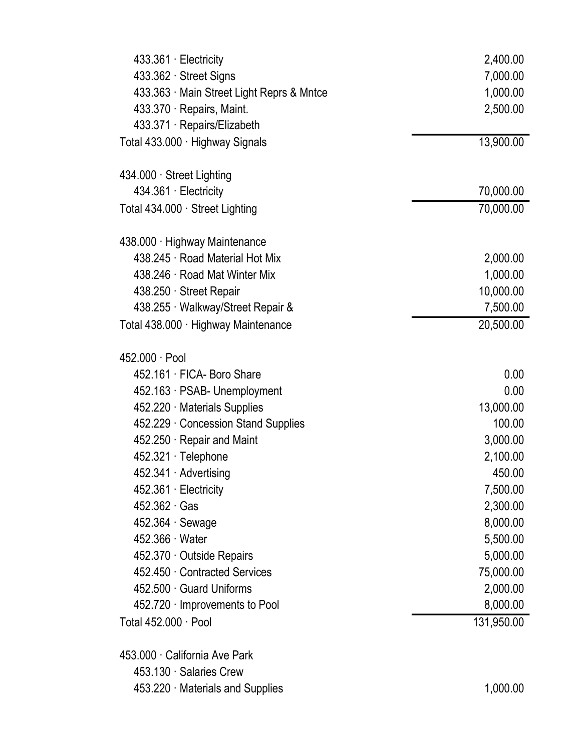| Account | Amount |
|---|---|
| 433.361 · Electricity | 2,400.00 |
| 433.362 · Street Signs | 7,000.00 |
| 433.363 · Main Street Light Reprs & Mntce | 1,000.00 |
| 433.370 · Repairs, Maint. | 2,500.00 |
| 433.371 · Repairs/Elizabeth | |
| Total 433.000 · Highway Signals | 13,900.00 |
| | |
| 434.000 · Street Lighting | |
| 434.361 · Electricity | 70,000.00 |
| Total 434.000 · Street Lighting | 70,000.00 |
| | |
| 438.000 · Highway Maintenance | |
| 438.245 · Road Material Hot Mix | 2,000.00 |
| 438.246 · Road Mat Winter Mix | 1,000.00 |
| 438.250 · Street Repair | 10,000.00 |
| 438.255 · Walkway/Street Repair & | 7,500.00 |
| Total 438.000 · Highway Maintenance | 20,500.00 |
| | |
| 452.000 · Pool | |
| 452.161 · FICA- Boro Share | 0.00 |
| 452.163 · PSAB- Unemployment | 0.00 |
| 452.220 · Materials Supplies | 13,000.00 |
| 452.229 · Concession Stand Supplies | 100.00 |
| 452.250 · Repair and Maint | 3,000.00 |
| 452.321 · Telephone | 2,100.00 |
| 452.341 · Advertising | 450.00 |
| 452.361 · Electricity | 7,500.00 |
| 452.362 · Gas | 2,300.00 |
| 452.364 · Sewage | 8,000.00 |
| 452.366 · Water | 5,500.00 |
| 452.370 · Outside Repairs | 5,000.00 |
| 452.450 · Contracted Services | 75,000.00 |
| 452.500 · Guard Uniforms | 2,000.00 |
| 452.720 · Improvements to Pool | 8,000.00 |
| Total 452.000 · Pool | 131,950.00 |
| | |
| 453.000 · California Ave Park | |
| 453.130 · Salaries Crew | |
| 453.220 · Materials and Supplies | 1,000.00 |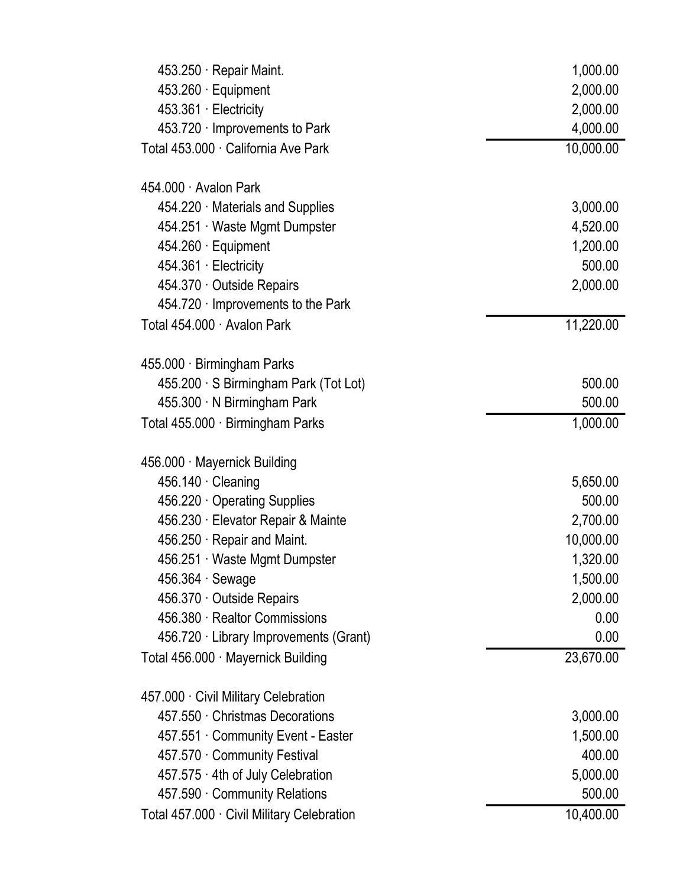| Account | Amount |
|---|---|
| 453.250 · Repair Maint. | 1,000.00 |
| 453.260 · Equipment | 2,000.00 |
| 453.361 · Electricity | 2,000.00 |
| 453.720 · Improvements to Park | 4,000.00 |
| Total 453.000 · California Ave Park | 10,000.00 |
| | |
| 454.000 · Avalon Park | |
| 454.220 · Materials and Supplies | 3,000.00 |
| 454.251 · Waste Mgmt Dumpster | 4,520.00 |
| 454.260 · Equipment | 1,200.00 |
| 454.361 · Electricity | 500.00 |
| 454.370 · Outside Repairs | 2,000.00 |
| 454.720 · Improvements to the Park | |
| Total 454.000 · Avalon Park | 11,220.00 |
| | |
| 455.000 · Birmingham Parks | |
| 455.200 · S Birmingham Park (Tot Lot) | 500.00 |
| 455.300 · N Birmingham Park | 500.00 |
| Total 455.000 · Birmingham Parks | 1,000.00 |
| | |
| 456.000 · Mayernick Building | |
| 456.140 · Cleaning | 5,650.00 |
| 456.220 · Operating Supplies | 500.00 |
| 456.230 · Elevator Repair & Mainte | 2,700.00 |
| 456.250 · Repair and Maint. | 10,000.00 |
| 456.251 · Waste Mgmt Dumpster | 1,320.00 |
| 456.364 · Sewage | 1,500.00 |
| 456.370 · Outside Repairs | 2,000.00 |
| 456.380 · Realtor Commissions | 0.00 |
| 456.720 · Library Improvements (Grant) | 0.00 |
| Total 456.000 · Mayernick Building | 23,670.00 |
| | |
| 457.000 · Civil Military Celebration | |
| 457.550 · Christmas Decorations | 3,000.00 |
| 457.551 · Community Event - Easter | 1,500.00 |
| 457.570 · Community Festival | 400.00 |
| 457.575 · 4th of July Celebration | 5,000.00 |
| 457.590 · Community Relations | 500.00 |
| Total 457.000 · Civil Military Celebration | 10,400.00 |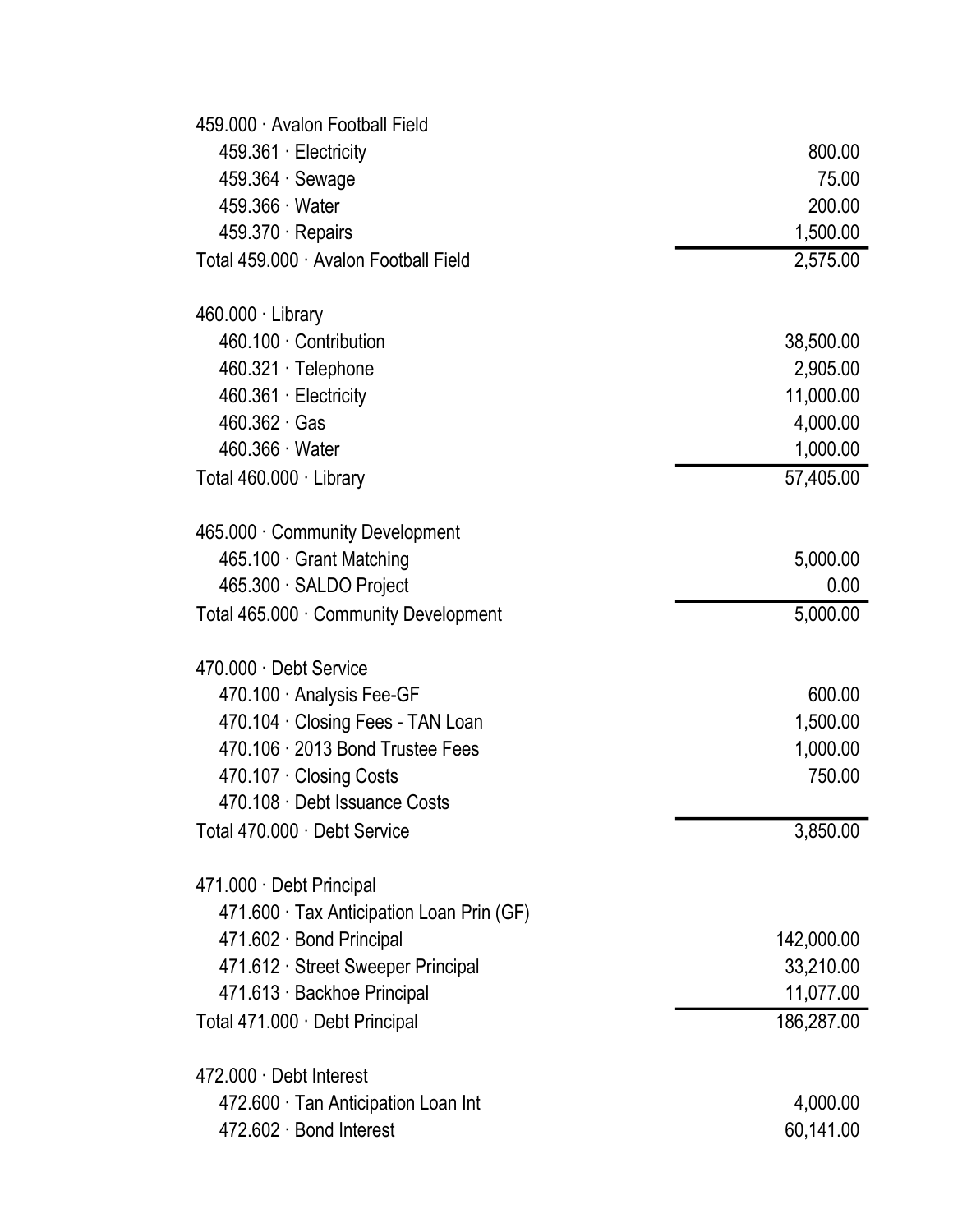| Account | Amount |
| --- | --- |
| 459.000 · Avalon Football Field | |
| 459.361 · Electricity | 800.00 |
| 459.364 · Sewage | 75.00 |
| 459.366 · Water | 200.00 |
| 459.370 · Repairs | 1,500.00 |
| Total 459.000 · Avalon Football Field | 2,575.00 |
| | |
| 460.000 · Library | |
| 460.100 · Contribution | 38,500.00 |
| 460.321 · Telephone | 2,905.00 |
| 460.361 · Electricity | 11,000.00 |
| 460.362 · Gas | 4,000.00 |
| 460.366 · Water | 1,000.00 |
| Total 460.000 · Library | 57,405.00 |
| | |
| 465.000 · Community Development | |
| 465.100 · Grant Matching | 5,000.00 |
| 465.300 · SALDO Project | 0.00 |
| Total 465.000 · Community Development | 5,000.00 |
| | |
| 470.000 · Debt Service | |
| 470.100 · Analysis Fee-GF | 600.00 |
| 470.104 · Closing Fees - TAN Loan | 1,500.00 |
| 470.106 · 2013 Bond Trustee Fees | 1,000.00 |
| 470.107 · Closing Costs | 750.00 |
| 470.108 · Debt Issuance Costs | |
| Total 470.000 · Debt Service | 3,850.00 |
| | |
| 471.000 · Debt Principal | |
| 471.600 · Tax Anticipation Loan Prin (GF) | |
| 471.602 · Bond Principal | 142,000.00 |
| 471.612 · Street Sweeper Principal | 33,210.00 |
| 471.613 · Backhoe Principal | 11,077.00 |
| Total 471.000 · Debt Principal | 186,287.00 |
| | |
| 472.000 · Debt Interest | |
| 472.600 · Tan Anticipation Loan Int | 4,000.00 |
| 472.602 · Bond Interest | 60,141.00 |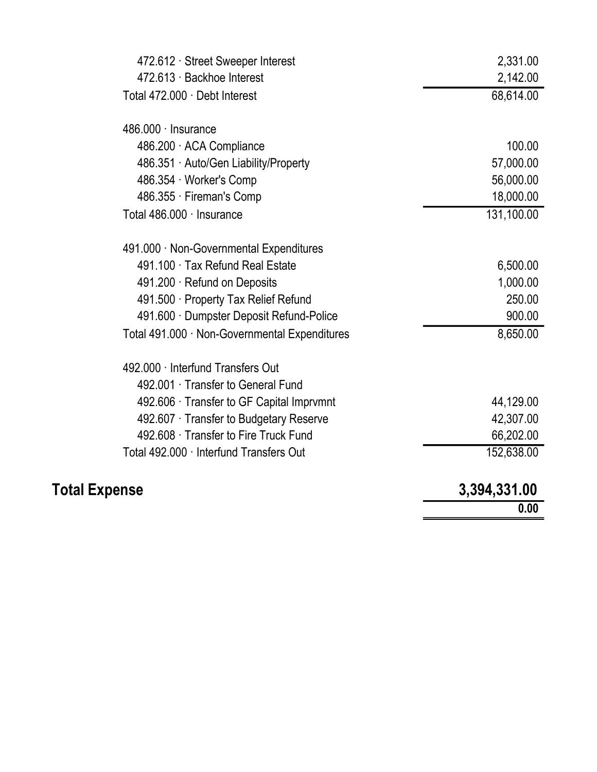| | |
|---|---|
| 472.612 · Street Sweeper Interest | 2,331.00 |
| 472.613 · Backhoe Interest | 2,142.00 |
| Total 472.000 · Debt Interest | 68,614.00 |
| | |
| 486.000 · Insurance | |
| 486.200 · ACA Compliance | 100.00 |
| 486.351 · Auto/Gen Liability/Property | 57,000.00 |
| 486.354 · Worker's Comp | 56,000.00 |
| 486.355 · Fireman's Comp | 18,000.00 |
| Total 486.000 · Insurance | 131,100.00 |
| | |
| 491.000 · Non-Governmental Expenditures | |
| 491.100 · Tax Refund Real Estate | 6,500.00 |
| 491.200 · Refund on Deposits | 1,000.00 |
| 491.500 · Property Tax Relief Refund | 250.00 |
| 491.600 · Dumpster Deposit Refund-Police | 900.00 |
| Total 491.000 · Non-Governmental Expenditures | 8,650.00 |
| | |
| 492.000 · Interfund Transfers Out | |
| 492.001 · Transfer to General Fund | |
| 492.606 · Transfer to GF Capital Imprvmnt | 44,129.00 |
| 492.607 · Transfer to Budgetary Reserve | 42,307.00 |
| 492.608 · Transfer to Fire Truck Fund | 66,202.00 |
| Total 492.000 · Interfund Transfers Out | 152,638.00 |
| | |
| **Total Expense** | **3,394,331.00** |
| | **0.00** |